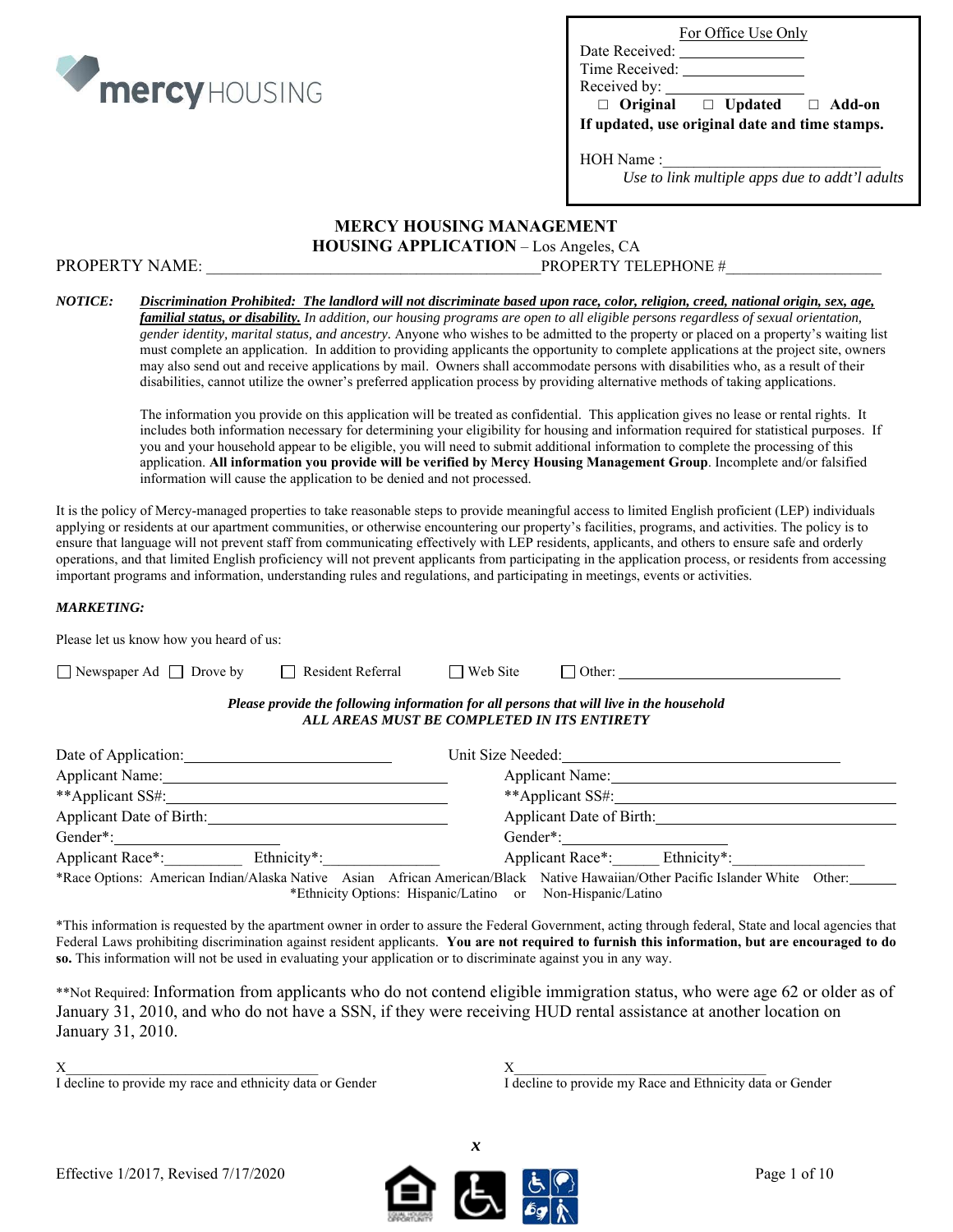mercy HOUSING

**For Office Use Only**

Date Received: ________________

Time Received: ________________

Received by: ________________

☐ **Original** ☐ **Updated** ☐ **Add-on**

**If updated, use original date and time stamps.**

HOH Name : ____________________________

*Use to link multiple apps due to addt'l adults*

# MERCY HOUSING MANAGEMENT

## HOUSING APPLICATION – Los Angeles, CA

PROPERTY NAME: ________________________________________ PROPERTY TELEPHONE #____________________

***NOTICE:*** ***Discrimination Prohibited: The landlord will not discriminate based upon race, color, religion, creed, national origin, sex, age, familial status, or disability.*** *In addition, our housing programs are open to all eligible persons regardless of sexual orientation, gender identity, marital status, and ancestry.* Anyone who wishes to be admitted to the property or placed on a property's waiting list must complete an application. In addition to providing applicants the opportunity to complete applications at the project site, owners may also send out and receive applications by mail. Owners shall accommodate persons with disabilities who, as a result of their disabilities, cannot utilize the owner's preferred application process by providing alternative methods of taking applications.

The information you provide on this application will be treated as confidential. This application gives no lease or rental rights. It includes both information necessary for determining your eligibility for housing and information required for statistical purposes. If you and your household appear to be eligible, you will need to submit additional information to complete the processing of this application. **All information you provide will be verified by Mercy Housing Management Group**. Incomplete and/or falsified information will cause the application to be denied and not processed.

It is the policy of Mercy-managed properties to take reasonable steps to provide meaningful access to limited English proficient (LEP) individuals applying or residents at our apartment communities, or otherwise encountering our property's facilities, programs, and activities. The policy is to ensure that language will not prevent staff from communicating effectively with LEP residents, applicants, and others to ensure safe and orderly operations, and that limited English proficiency will not prevent applicants from participating in the application process, or residents from accessing important programs and information, understanding rules and regulations, and participating in meetings, events or activities.

***MARKETING:***

Please let us know how you heard of us:

☐ Newspaper Ad ☐ Drove by ☐ Resident Referral ☐ Web Site ☐ Other: ______________________________

***Please provide the following information for all persons that will live in the household***
***ALL AREAS MUST BE COMPLETED IN ITS ENTIRETY***

Date of Application:__________________________ Unit Size Needed:____________________________________

Applicant Name:____________________________________ Applicant Name:____________________________________

**Applicant SS#:____________________________________ **Applicant SS#:____________________________________

Applicant Date of Birth:____________________________ Applicant Date of Birth:____________________________

Gender*:______________________ Gender*:______________________

Applicant Race*:__________ Ethnicity*:______________ Applicant Race*:______ Ethnicity*:________________

*Race Options: American Indian/Alaska Native Asian African American/Black Native Hawaiian/Other Pacific Islander White Other:______
*Ethnicity Options: Hispanic/Latino or Non-Hispanic/Latino

*This information is requested by the apartment owner in order to assure the Federal Government, acting through federal, State and local agencies that Federal Laws prohibiting discrimination against resident applicants. **You are not required to furnish this information, but are encouraged to do so.** This information will not be used in evaluating your application or to discriminate against you in any way.

**Not Required: Information from applicants who do not contend eligible immigration status, who were age 62 or older as of January 31, 2010, and who do not have a SSN, if they were receiving HUD rental assistance at another location on January 31, 2010.

X________________________________ X________________________________
I decline to provide my race and ethnicity data or Gender I decline to provide my Race and Ethnicity data or Gender

*x*

Effective 1/2017, Revised 7/17/2020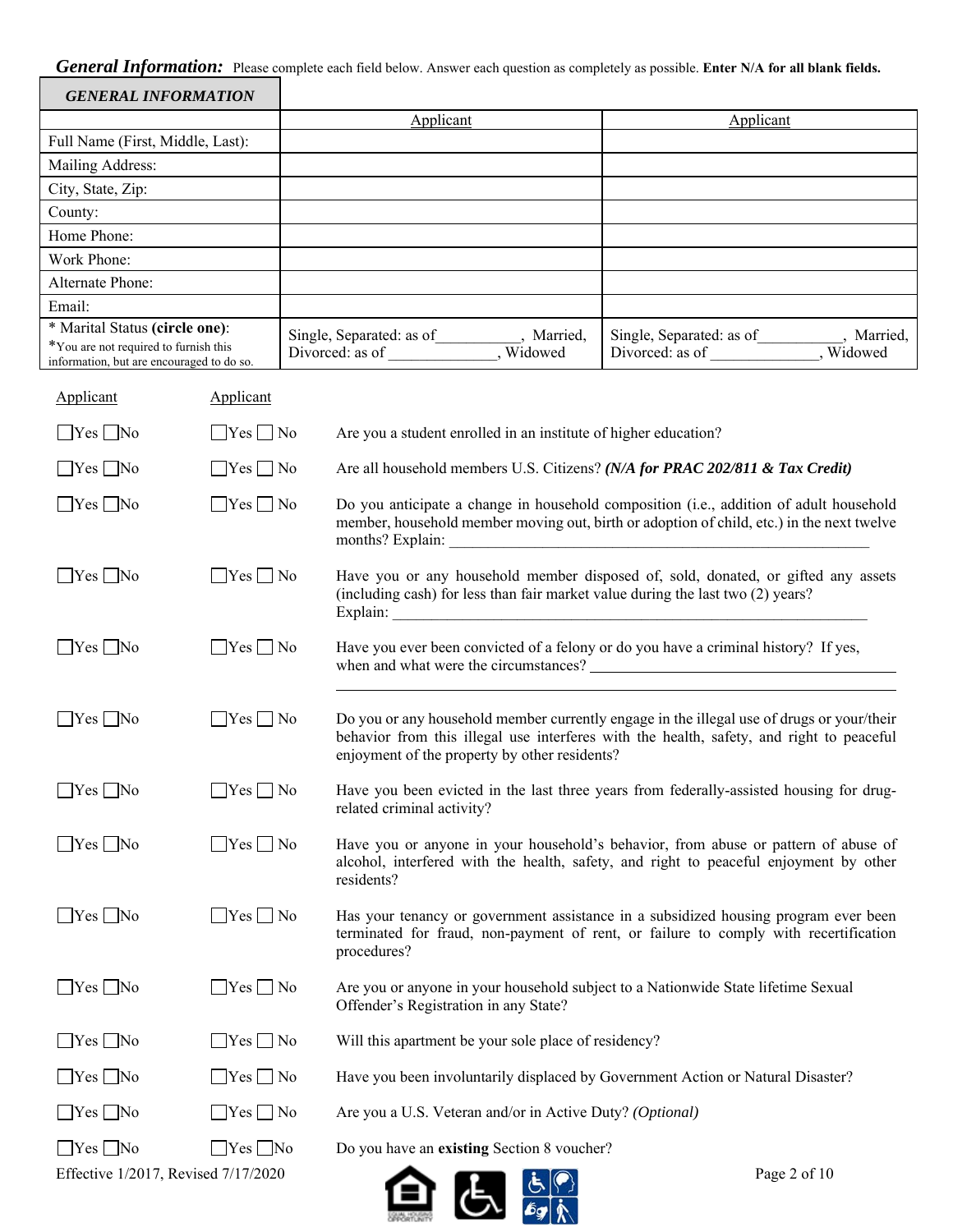***General Information:*** Please complete each field below. Answer each question as completely as possible. **Enter N/A for all blank fields.**

| ***GENERAL INFORMATION*** | | |
|---|---|---|
| | Applicant | Applicant |
| Full Name (First, Middle, Last): | | |
| Mailing Address: | | |
| City, State, Zip: | | |
| County: | | |
| Home Phone: | | |
| Work Phone: | | |
| Alternate Phone: | | |
| Email: | | |
| * Marital Status **(circle one)**: *You are not required to furnish this information, but are encouraged to do so. | Single, Separated: as of__________, Married, Divorced: as of _____________, Widowed | Single, Separated: as of__________, Married, Divorced: as of _____________, Widowed |

| Applicant | Applicant | |
|---|---|---|
| ☐Yes ☐No | ☐Yes ☐No | Are you a student enrolled in an institute of higher education? |
| ☐Yes ☐No | ☐Yes ☐No | Are all household members U.S. Citizens? ***(N/A for PRAC 202/811 & Tax Credit)*** |
| ☐Yes ☐No | ☐Yes ☐No | Do you anticipate a change in household composition (i.e., addition of adult household member, household member moving out, birth or adoption of child, etc.) in the next twelve months? Explain: ______________________________________________________ |
| ☐Yes ☐No | ☐Yes ☐No | Have you or any household member disposed of, sold, donated, or gifted any assets (including cash) for less than fair market value during the last two (2) years? Explain: ______________________________________________________________ |
| ☐Yes ☐No | ☐Yes ☐No | Have you ever been convicted of a felony or do you have a criminal history? If yes, when and what were the circumstances? ________________________________________ ______________________________________________________________________ |
| ☐Yes ☐No | ☐Yes ☐No | Do you or any household member currently engage in the illegal use of drugs or your/their behavior from this illegal use interferes with the health, safety, and right to peaceful enjoyment of the property by other residents? |
| ☐Yes ☐No | ☐Yes ☐No | Have you been evicted in the last three years from federally-assisted housing for drug-related criminal activity? |
| ☐Yes ☐No | ☐Yes ☐No | Have you or anyone in your household's behavior, from abuse or pattern of abuse of alcohol, interfered with the health, safety, and right to peaceful enjoyment by other residents? |
| ☐Yes ☐No | ☐Yes ☐No | Has your tenancy or government assistance in a subsidized housing program ever been terminated for fraud, non-payment of rent, or failure to comply with recertification procedures? |
| ☐Yes ☐No | ☐Yes ☐No | Are you or anyone in your household subject to a Nationwide State lifetime Sexual Offender's Registration in any State? |
| ☐Yes ☐No | ☐Yes ☐No | Will this apartment be your sole place of residency? |
| ☐Yes ☐No | ☐Yes ☐No | Have you been involuntarily displaced by Government Action or Natural Disaster? |
| ☐Yes ☐No | ☐Yes ☐No | Are you a U.S. Veteran and/or in Active Duty? *(Optional)* |
| ☐Yes ☐No | ☐Yes ☐No | Do you have an **existing** Section 8 voucher? |

Effective 1/2017, Revised 7/17/2020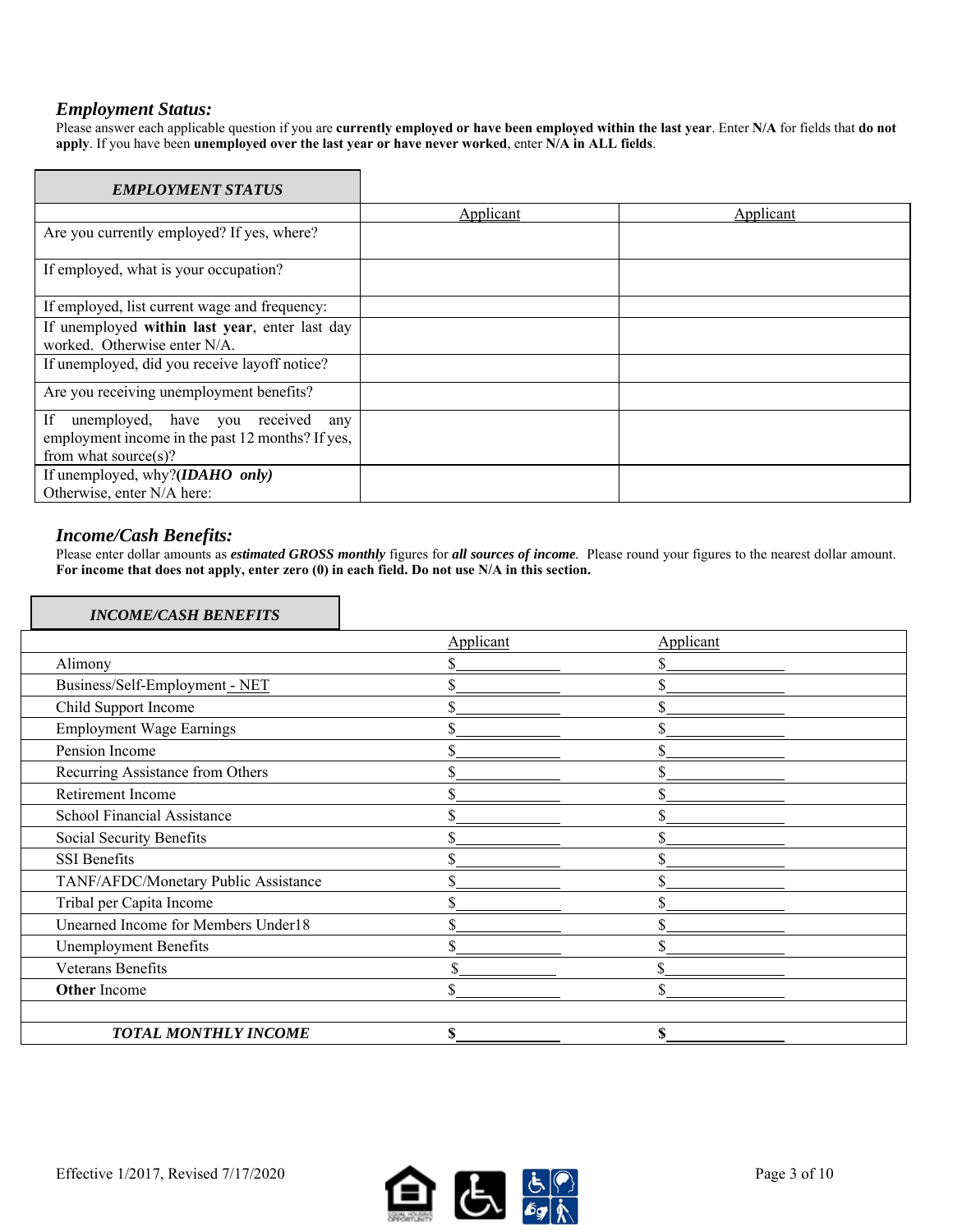### *Employment Status:*

Please answer each applicable question if you are **currently employed or have been employed within the last year**. Enter **N/A** for fields that **do not apply**. If you have been **unemployed over the last year or have never worked**, enter **N/A in ALL fields**.

| ***EMPLOYMENT STATUS*** | Applicant | Applicant |
|---|---|---|
| Are you currently employed? If yes, where? | | |
| If employed, what is your occupation? | | |
| If employed, list current wage and frequency: | | |
| If unemployed **within last year**, enter last day worked. Otherwise enter N/A. | | |
| If unemployed, did you receive layoff notice? | | |
| Are you receiving unemployment benefits? | | |
| If unemployed, have you received any employment income in the past 12 months? If yes, from what source(s)? | | |
| If unemployed, why?***(IDAHO only)*** Otherwise, enter N/A here: | | |

### *Income/Cash Benefits:*

Please enter dollar amounts as ***estimated GROSS monthly*** figures for ***all sources of income***. Please round your figures to the nearest dollar amount. **For income that does not apply, enter zero (0) in each field. Do not use N/A in this section.**

| ***INCOME/CASH BENEFITS*** | Applicant | Applicant |
|---|---|---|
| Alimony | $\_\_\_\_\_\_\_\_\_\_ | $\_\_\_\_\_\_\_\_\_\_ |
| Business/Self-Employment - NET | $\_\_\_\_\_\_\_\_\_\_ | $\_\_\_\_\_\_\_\_\_\_ |
| Child Support Income | $\_\_\_\_\_\_\_\_\_\_ | $\_\_\_\_\_\_\_\_\_\_ |
| Employment Wage Earnings | $\_\_\_\_\_\_\_\_\_\_ | $\_\_\_\_\_\_\_\_\_\_ |
| Pension Income | $\_\_\_\_\_\_\_\_\_\_ | $\_\_\_\_\_\_\_\_\_\_ |
| Recurring Assistance from Others | $\_\_\_\_\_\_\_\_\_\_ | $\_\_\_\_\_\_\_\_\_\_ |
| Retirement Income | $\_\_\_\_\_\_\_\_\_\_ | $\_\_\_\_\_\_\_\_\_\_ |
| School Financial Assistance | $\_\_\_\_\_\_\_\_\_\_ | $\_\_\_\_\_\_\_\_\_\_ |
| Social Security Benefits | $\_\_\_\_\_\_\_\_\_\_ | $\_\_\_\_\_\_\_\_\_\_ |
| SSI Benefits | $\_\_\_\_\_\_\_\_\_\_ | $\_\_\_\_\_\_\_\_\_\_ |
| TANF/AFDC/Monetary Public Assistance | $\_\_\_\_\_\_\_\_\_\_ | $\_\_\_\_\_\_\_\_\_\_ |
| Tribal per Capita Income | $\_\_\_\_\_\_\_\_\_\_ | $\_\_\_\_\_\_\_\_\_\_ |
| Unearned Income for Members Under18 | $\_\_\_\_\_\_\_\_\_\_ | $\_\_\_\_\_\_\_\_\_\_ |
| Unemployment Benefits | $\_\_\_\_\_\_\_\_\_\_ | $\_\_\_\_\_\_\_\_\_\_ |
| Veterans Benefits | $\_\_\_\_\_\_\_\_\_\_ | $\_\_\_\_\_\_\_\_\_\_ |
| **Other** Income | $\_\_\_\_\_\_\_\_\_\_ | $\_\_\_\_\_\_\_\_\_\_ |
| | | |
| ***TOTAL MONTHLY INCOME*** | **$\_\_\_\_\_\_\_\_\_\_** | **$\_\_\_\_\_\_\_\_\_\_** |

Effective 1/2017, Revised 7/17/2020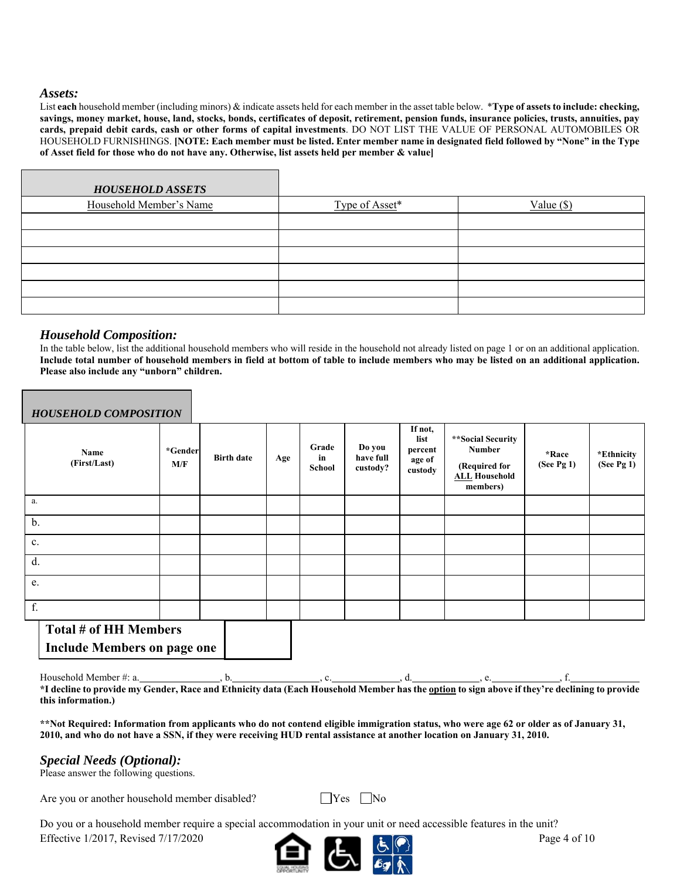### *Assets:*

List **each** household member (including minors) & indicate assets held for each member in the asset table below. ***Type of assets to include: checking, savings, money market, house, land, stocks, bonds, certificates of deposit, retirement, pension funds, insurance policies, trusts, annuities, pay cards, prepaid debit cards, cash or other forms of capital investments**. DO NOT LIST THE VALUE OF PERSONAL AUTOMOBILES OR HOUSEHOLD FURNISHINGS. **[NOTE: Each member must be listed. Enter member name in designated field followed by "None" in the Type of Asset field for those who do not have any. Otherwise, list assets held per member & value]**

| ***HOUSEHOLD ASSETS*** | | |
|---|---|---|
| Household Member's Name | Type of Asset* | Value ($) |
| | | |
| | | |
| | | |
| | | |
| | | |
| | | |

### *Household Composition:*

In the table below, list the additional household members who will reside in the household not already listed on page 1 or on an additional application. **Include total number of household members in field at bottom of table to include members who may be listed on an additional application. Please also include any "unborn" children.**

***HOUSEHOLD COMPOSITION***

| Name (First/Last) | *Gender M/F | Birth date | Age | Grade in School | Do you have full custody? | If not, list percent age of custody | **Social Security Number (Required for ALL Household members) | *Race (See Pg 1) | *Ethnicity (See Pg 1) |
|---|---|---|---|---|---|---|---|---|---|
| a. | | | | | | | | | |
| b. | | | | | | | | | |
| c. | | | | | | | | | |
| d. | | | | | | | | | |
| e. | | | | | | | | | |
| f. | | | | | | | | | |

| **Total # of HH Members Include Members on page one** | |
|---|---|

Household Member #: a.________________, b.________________, c.______________, d.______________, e.______________, f.______________

***I decline to provide my Gender, Race and Ethnicity data (Each Household Member has the <u>option</u> to sign above if they're declining to provide this information.)**

****Not Required: Information from applicants who do not contend eligible immigration status, who were age 62 or older as of January 31, 2010, and who do not have a SSN, if they were receiving HUD rental assistance at another location on January 31, 2010.**

### *Special Needs (Optional):*

Please answer the following questions.

Are you or another household member disabled? ☐Yes ☐No

Do you or a household member require a special accommodation in your unit or need accessible features in the unit?

Effective 1/2017, Revised 7/17/2020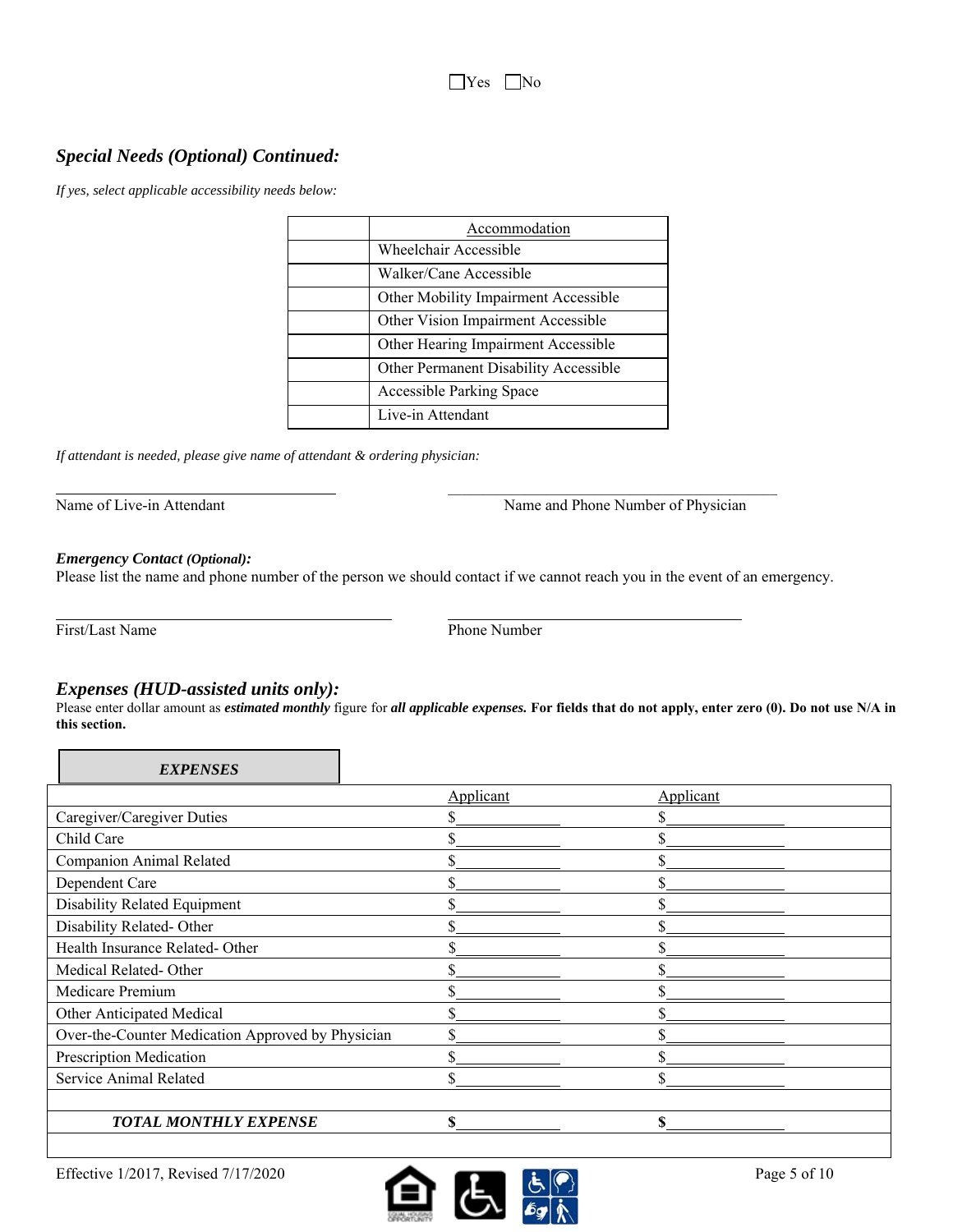☐Yes ☐No

## *Special Needs (Optional) Continued:*

*If yes, select applicable accessibility needs below:*

| | Accommodation |
|---|---|
| | Wheelchair Accessible |
| | Walker/Cane Accessible |
| | Other Mobility Impairment Accessible |
| | Other Vision Impairment Accessible |
| | Other Hearing Impairment Accessible |
| | Other Permanent Disability Accessible |
| | Accessible Parking Space |
| | Live-in Attendant |

*If attendant is needed, please give name of attendant & ordering physician:*

\_\_\_\_\_\_\_\_\_\_\_\_\_\_\_\_\_\_\_\_\_\_\_\_\_\_\_\_\_\_\_\_ \_\_\_\_\_\_\_\_\_\_\_\_\_\_\_\_\_\_\_\_\_\_\_\_\_\_\_\_\_\_\_\_\_\_\_\_\_\_
Name of Live-in Attendant Name and Phone Number of Physician

***Emergency Contact** (Optional):*
Please list the name and phone number of the person we should contact if we cannot reach you in the event of an emergency.

\_\_\_\_\_\_\_\_\_\_\_\_\_\_\_\_\_\_\_\_\_\_\_\_\_\_\_\_\_\_\_\_\_\_\_\_\_\_ \_\_\_\_\_\_\_\_\_\_\_\_\_\_\_\_\_\_\_\_\_\_\_\_\_\_\_\_\_\_\_\_\_\_
First/Last Name Phone Number

## *Expenses (HUD-assisted units only):*

Please enter dollar amount as ***estimated monthly*** figure for ***all applicable expenses.*** **For fields that do not apply, enter zero (0). Do not use N/A in this section.**

| ***EXPENSES*** | Applicant | Applicant |
|---|---|---|
| Caregiver/Caregiver Duties | $\_\_\_\_\_\_\_\_\_\_ | $\_\_\_\_\_\_\_\_\_\_ |
| Child Care | $\_\_\_\_\_\_\_\_\_\_ | $\_\_\_\_\_\_\_\_\_\_ |
| Companion Animal Related | $\_\_\_\_\_\_\_\_\_\_ | $\_\_\_\_\_\_\_\_\_\_ |
| Dependent Care | $\_\_\_\_\_\_\_\_\_\_ | $\_\_\_\_\_\_\_\_\_\_ |
| Disability Related Equipment | $\_\_\_\_\_\_\_\_\_\_ | $\_\_\_\_\_\_\_\_\_\_ |
| Disability Related- Other | $\_\_\_\_\_\_\_\_\_\_ | $\_\_\_\_\_\_\_\_\_\_ |
| Health Insurance Related- Other | $\_\_\_\_\_\_\_\_\_\_ | $\_\_\_\_\_\_\_\_\_\_ |
| Medical Related- Other | $\_\_\_\_\_\_\_\_\_\_ | $\_\_\_\_\_\_\_\_\_\_ |
| Medicare Premium | $\_\_\_\_\_\_\_\_\_\_ | $\_\_\_\_\_\_\_\_\_\_ |
| Other Anticipated Medical | $\_\_\_\_\_\_\_\_\_\_ | $\_\_\_\_\_\_\_\_\_\_ |
| Over-the-Counter Medication Approved by Physician | $\_\_\_\_\_\_\_\_\_\_ | $\_\_\_\_\_\_\_\_\_\_ |
| Prescription Medication | $\_\_\_\_\_\_\_\_\_\_ | $\_\_\_\_\_\_\_\_\_\_ |
| Service Animal Related | $\_\_\_\_\_\_\_\_\_\_ | $\_\_\_\_\_\_\_\_\_\_ |
| | | |
| ***TOTAL MONTHLY EXPENSE*** | **$**\_\_\_\_\_\_\_\_\_\_ | **$**\_\_\_\_\_\_\_\_\_\_ |

Effective 1/2017, Revised 7/17/2020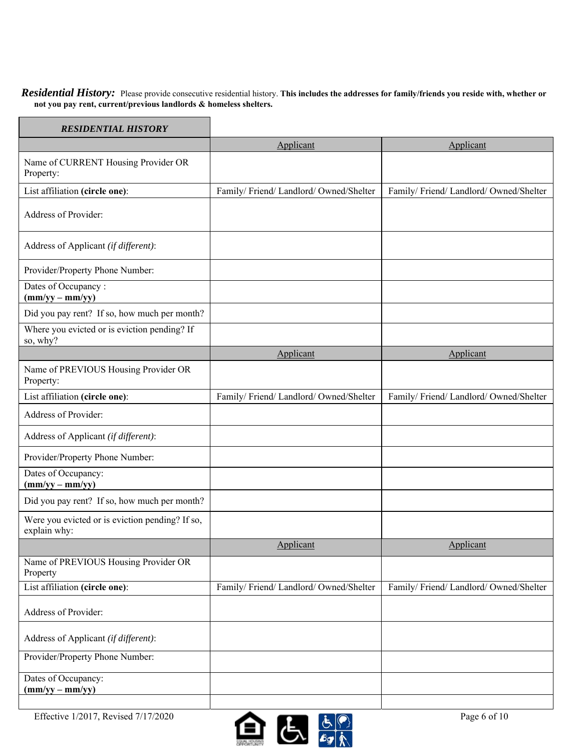***Residential History:*** Please provide consecutive residential history. **This includes the addresses for family/friends you reside with, whether or not you pay rent, current/previous landlords & homeless shelters.**

| ***RESIDENTIAL HISTORY*** | | |
|---|---|---|
| | Applicant | Applicant |
| Name of CURRENT Housing Provider OR Property: | | |
| List affiliation **(circle one)**: | Family/ Friend/ Landlord/ Owned/Shelter | Family/ Friend/ Landlord/ Owned/Shelter |
| Address of Provider: | | |
| Address of Applicant *(if different)*: | | |
| Provider/Property Phone Number: | | |
| Dates of Occupancy : **(mm/yy – mm/yy)** | | |
| Did you pay rent? If so, how much per month? | | |
| Where you evicted or is eviction pending? If so, why? | | |
| | Applicant | Applicant |
| Name of PREVIOUS Housing Provider OR Property: | | |
| List affiliation **(circle one)**: | Family/ Friend/ Landlord/ Owned/Shelter | Family/ Friend/ Landlord/ Owned/Shelter |
| Address of Provider: | | |
| Address of Applicant *(if different)*: | | |
| Provider/Property Phone Number: | | |
| Dates of Occupancy: **(mm/yy – mm/yy)** | | |
| Did you pay rent? If so, how much per month? | | |
| Were you evicted or is eviction pending? If so, explain why: | | |
| | Applicant | Applicant |
| Name of PREVIOUS Housing Provider OR Property | | |
| List affiliation **(circle one)**: | Family/ Friend/ Landlord/ Owned/Shelter | Family/ Friend/ Landlord/ Owned/Shelter |
| Address of Provider: | | |
| Address of Applicant *(if different)*: | | |
| Provider/Property Phone Number: | | |
| Dates of Occupancy: **(mm/yy – mm/yy)** | | |
| | | |

Effective 1/2017, Revised 7/17/2020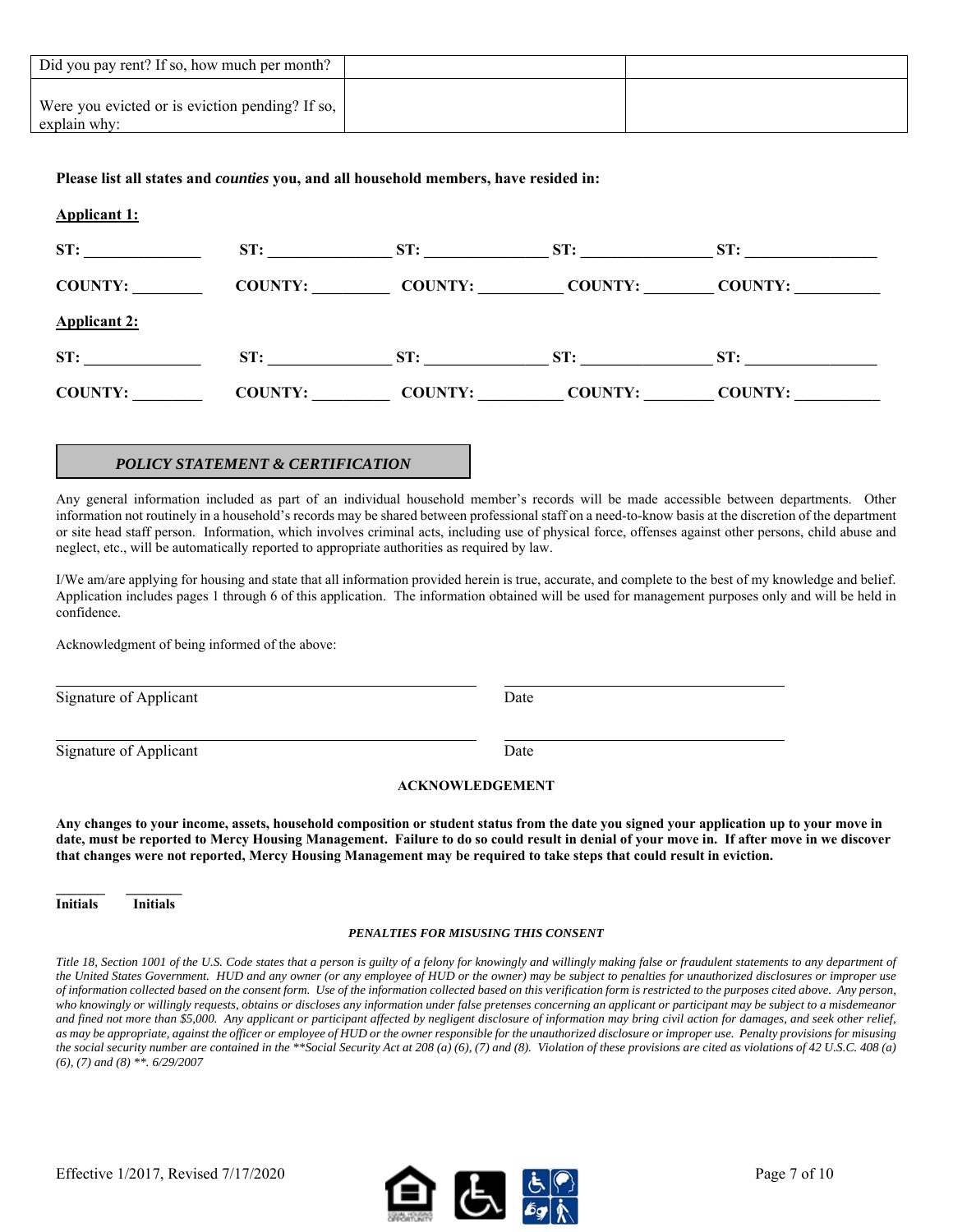| Did you pay rent? If so, how much per month? | | |
|---|---|---|
| Were you evicted or is eviction pending? If so, explain why: | | |

**Please list all states and *counties* you, and all household members, have resided in:**

**Applicant 1:**

**ST:** ______________ **ST:** _______________ **ST:** _______________ **ST:** ________________ **ST:** ________________

**COUNTY:** ________ **COUNTY:** _________ **COUNTY:** __________ **COUNTY:** ________ **COUNTY:** __________

**Applicant 2:**

**ST:** ______________ **ST:** _______________ **ST:** _______________ **ST:** ________________ **ST:** ________________

**COUNTY:** ________ **COUNTY:** _________ **COUNTY:** __________ **COUNTY:** ________ **COUNTY:** __________

## *POLICY STATEMENT & CERTIFICATION*

Any general information included as part of an individual household member's records will be made accessible between departments. Other information not routinely in a household's records may be shared between professional staff on a need-to-know basis at the discretion of the department or site head staff person. Information, which involves criminal acts, including use of physical force, offenses against other persons, child abuse and neglect, etc., will be automatically reported to appropriate authorities as required by law.

I/We am/are applying for housing and state that all information provided herein is true, accurate, and complete to the best of my knowledge and belief. Application includes pages 1 through 6 of this application. The information obtained will be used for management purposes only and will be held in confidence.

Acknowledgment of being informed of the above:

_________________________________________________ ____________________________________

Signature of Applicant Date

_________________________________________________ ____________________________________

Signature of Applicant Date

**ACKNOWLEDGEMENT**

**Any changes to your income, assets, household composition or student status from the date you signed your application up to your move in date, must be reported to Mercy Housing Management. Failure to do so could result in denial of your move in. If after move in we discover that changes were not reported, Mercy Housing Management may be required to take steps that could result in eviction.**

_______ ________

**Initials** **Initials**

***PENALTIES FOR MISUSING THIS CONSENT***

*Title 18, Section 1001 of the U.S. Code states that a person is guilty of a felony for knowingly and willingly making false or fraudulent statements to any department of the United States Government. HUD and any owner (or any employee of HUD or the owner) may be subject to penalties for unauthorized disclosures or improper use of information collected based on the consent form. Use of the information collected based on this verification form is restricted to the purposes cited above. Any person, who knowingly or willingly requests, obtains or discloses any information under false pretenses concerning an applicant or participant may be subject to a misdemeanor and fined not more than $5,000. Any applicant or participant affected by negligent disclosure of information may bring civil action for damages, and seek other relief, as may be appropriate, against the officer or employee of HUD or the owner responsible for the unauthorized disclosure or improper use. Penalty provisions for misusing the social security number are contained in the \*\*Social Security Act at 208 (a) (6), (7) and (8). Violation of these provisions are cited as violations of 42 U.S.C. 408 (a) (6), (7) and (8) \*\*. 6/29/2007*

Effective 1/2017, Revised 7/17/2020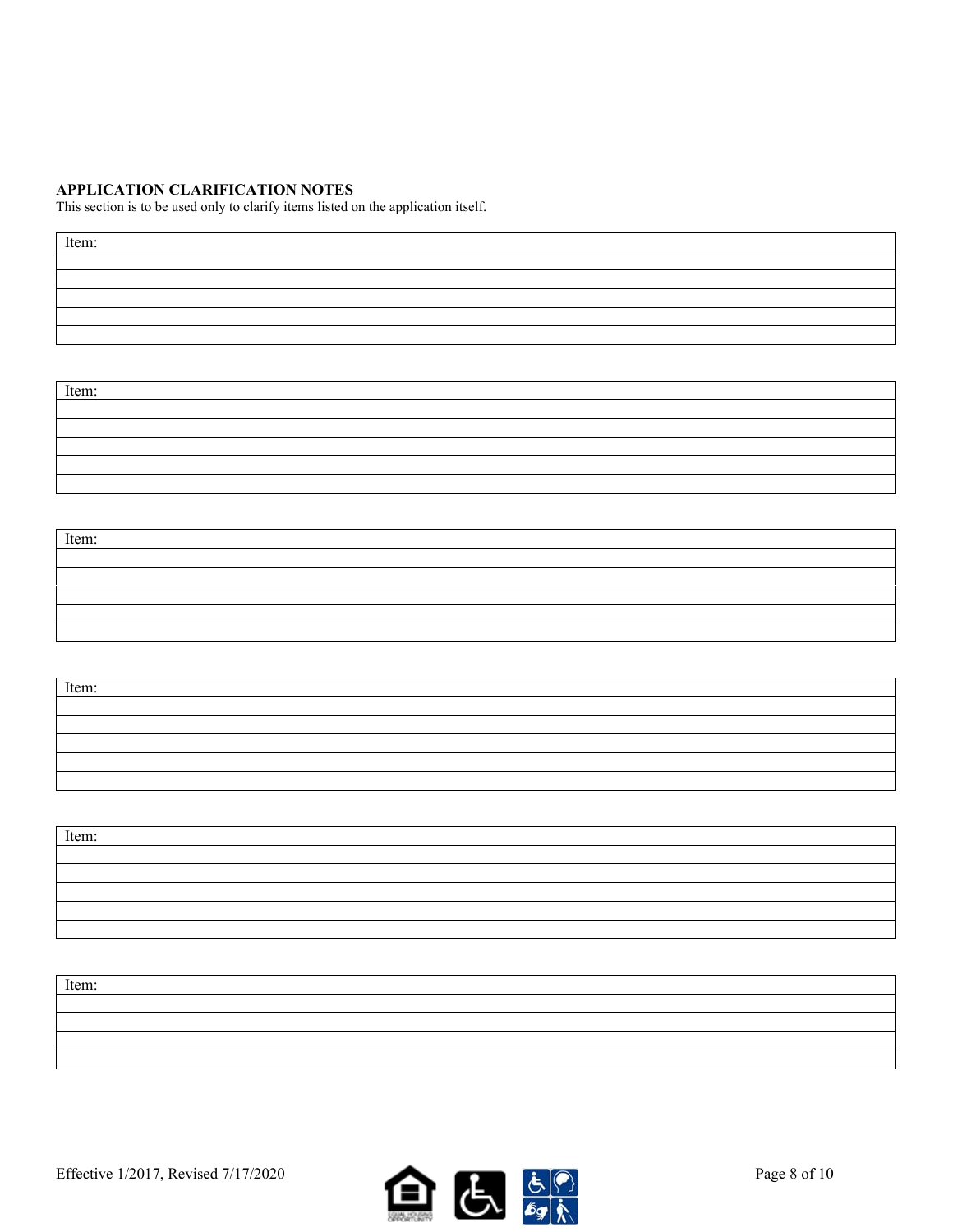**APPLICATION CLARIFICATION NOTES**

This section is to be used only to clarify items listed on the application itself.

| Item: |
|---|
| |
| |
| |
| |
| |

| Item: |
|---|
| |
| |
| |
| |
| |

| Item: |
|---|
| |
| |
| |
| |
| |

| Item: |
|---|
| |
| |
| |
| |
| |

| Item: |
|---|
| |
| |
| |
| |
| |

| Item: |
|---|
| |
| |
| |
| |

Effective 1/2017, Revised 7/17/2020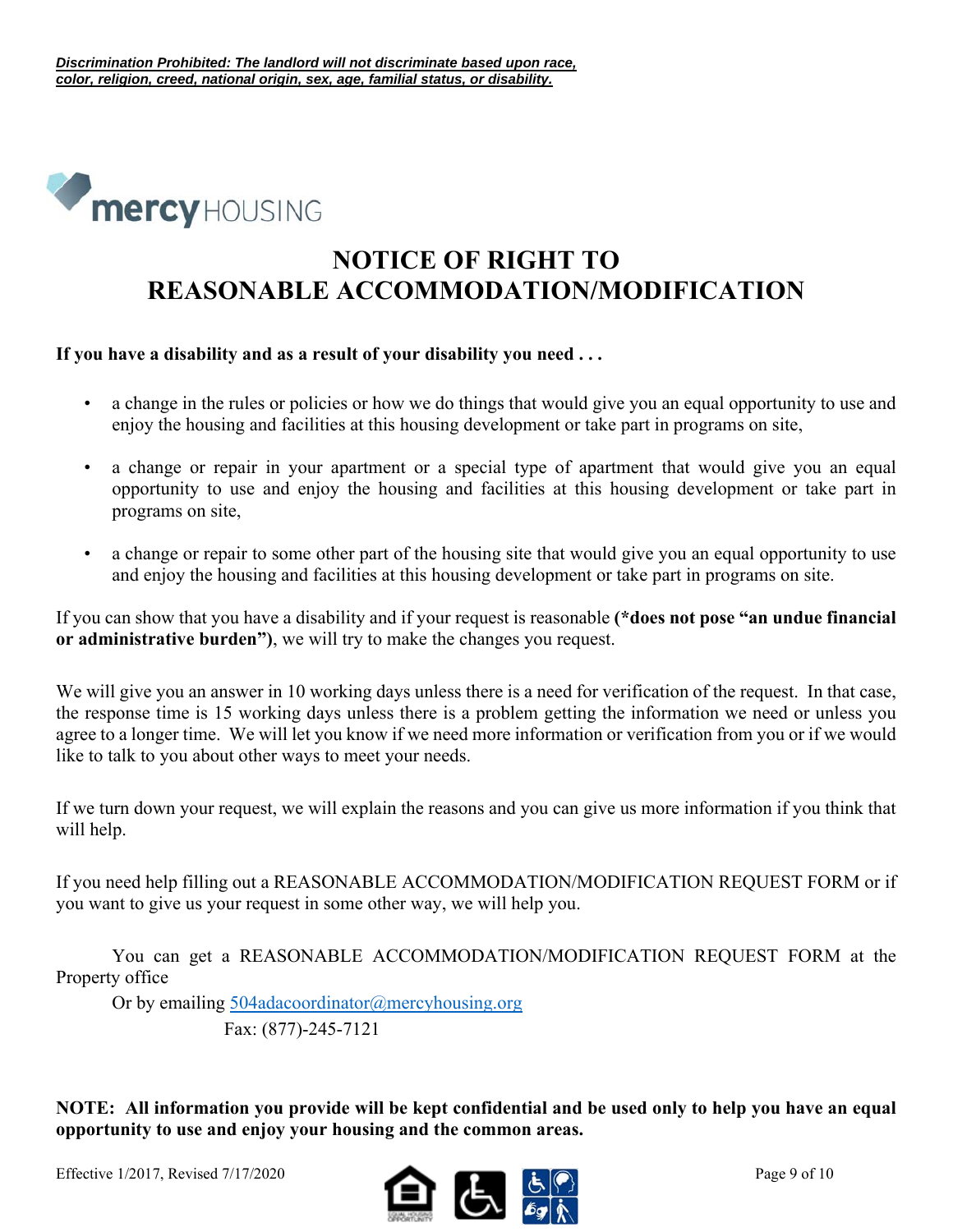***Discrimination Prohibited: The landlord will not discriminate based upon race, color, religion, creed, national origin, sex, age, familial status, or disability.***

mercy HOUSING

# NOTICE OF RIGHT TO REASONABLE ACCOMMODATION/MODIFICATION

**If you have a disability and as a result of your disability you need . . .**

- a change in the rules or policies or how we do things that would give you an equal opportunity to use and enjoy the housing and facilities at this housing development or take part in programs on site,
- a change or repair in your apartment or a special type of apartment that would give you an equal opportunity to use and enjoy the housing and facilities at this housing development or take part in programs on site,
- a change or repair to some other part of the housing site that would give you an equal opportunity to use and enjoy the housing and facilities at this housing development or take part in programs on site.

If you can show that you have a disability and if your request is reasonable **(*does not pose "an undue financial or administrative burden")**, we will try to make the changes you request.

We will give you an answer in 10 working days unless there is a need for verification of the request. In that case, the response time is 15 working days unless there is a problem getting the information we need or unless you agree to a longer time. We will let you know if we need more information or verification from you or if we would like to talk to you about other ways to meet your needs.

If we turn down your request, we will explain the reasons and you can give us more information if you think that will help.

If you need help filling out a REASONABLE ACCOMMODATION/MODIFICATION REQUEST FORM or if you want to give us your request in some other way, we will help you.

You can get a REASONABLE ACCOMMODATION/MODIFICATION REQUEST FORM at the Property office

Or by emailing 504adacoordinator@mercyhousing.org

Fax: (877)-245-7121

**NOTE: All information you provide will be kept confidential and be used only to help you have an equal opportunity to use and enjoy your housing and the common areas.**

Effective 1/2017, Revised 7/17/2020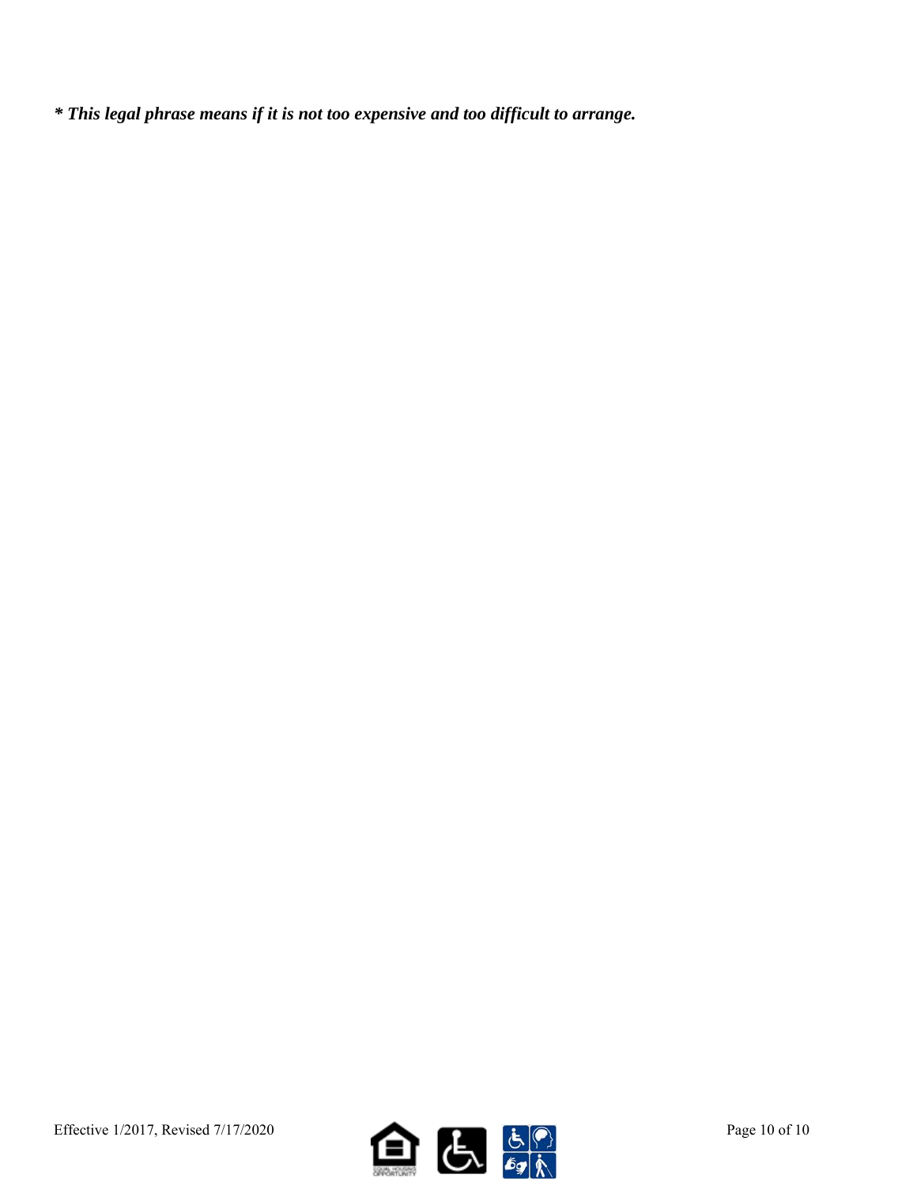***** *This legal phrase means if it is not too expensive and too difficult to arrange.***